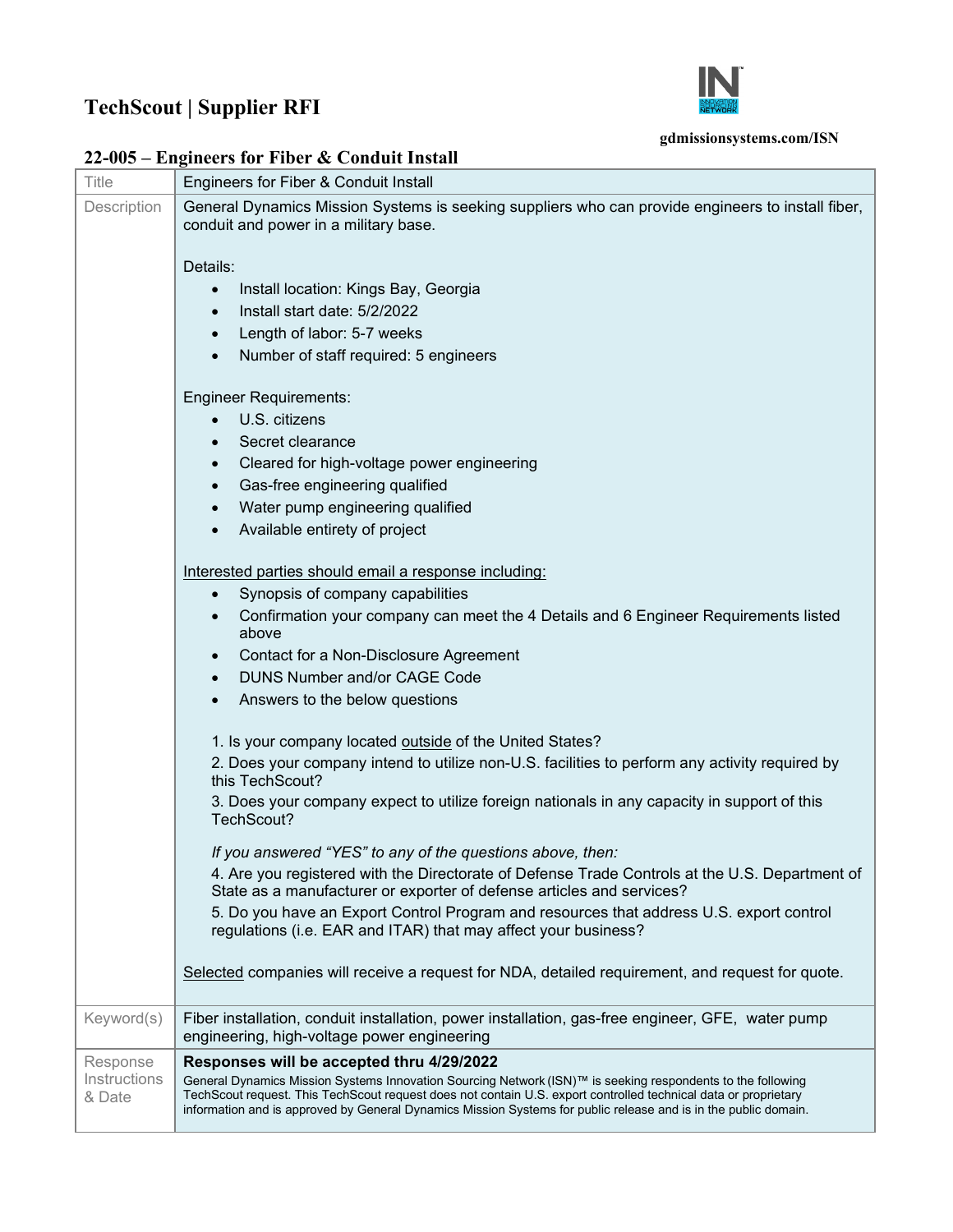# TechScout | Supplier RFI

gdmissionsystems.com/ISN

## 22-005 – Engineers for Fiber & Conduit Install

| Title | Engineers for Fiber & Conduit Install |
|---|---|
| Description | General Dynamics Mission Systems is seeking suppliers who can provide engineers to install fiber, conduit and power in a military base.<br><br>Details:<br>• Install location: Kings Bay, Georgia<br>• Install start date: 5/2/2022<br>• Length of labor: 5-7 weeks<br>• Number of staff required: 5 engineers<br><br>Engineer Requirements:<br>• U.S. citizens<br>• Secret clearance<br>• Cleared for high-voltage power engineering<br>• Gas-free engineering qualified<br>• Water pump engineering qualified<br>• Available entirety of project<br><br><u>Interested parties should email a response including:</u><br>• Synopsis of company capabilities<br>• Confirmation your company can meet the 4 Details and 6 Engineer Requirements listed above<br>• Contact for a Non-Disclosure Agreement<br>• DUNS Number and/or CAGE Code<br>• Answers to the below questions<br><br>1. Is your company located <u>outside</u> of the United States?<br>2. Does your company intend to utilize non-U.S. facilities to perform any activity required by this TechScout?<br>3. Does your company expect to utilize foreign nationals in any capacity in support of this TechScout?<br><br>*If you answered "YES" to any of the questions above, then:*<br>4. Are you registered with the Directorate of Defense Trade Controls at the U.S. Department of State as a manufacturer or exporter of defense articles and services?<br>5. Do you have an Export Control Program and resources that address U.S. export control regulations (i.e. EAR and ITAR) that may affect your business?<br><br><u>Selected</u> companies will receive a request for NDA, detailed requirement, and request for quote. |
| Keyword(s) | Fiber installation, conduit installation, power installation, gas-free engineer, GFE, water pump engineering, high-voltage power engineering |
| Response Instructions & Date | **Responses will be accepted thru 4/29/2022**<br>General Dynamics Mission Systems Innovation Sourcing Network (ISN)™ is seeking respondents to the following TechScout request. This TechScout request does not contain U.S. export controlled technical data or proprietary information and is approved by General Dynamics Mission Systems for public release and is in the public domain. |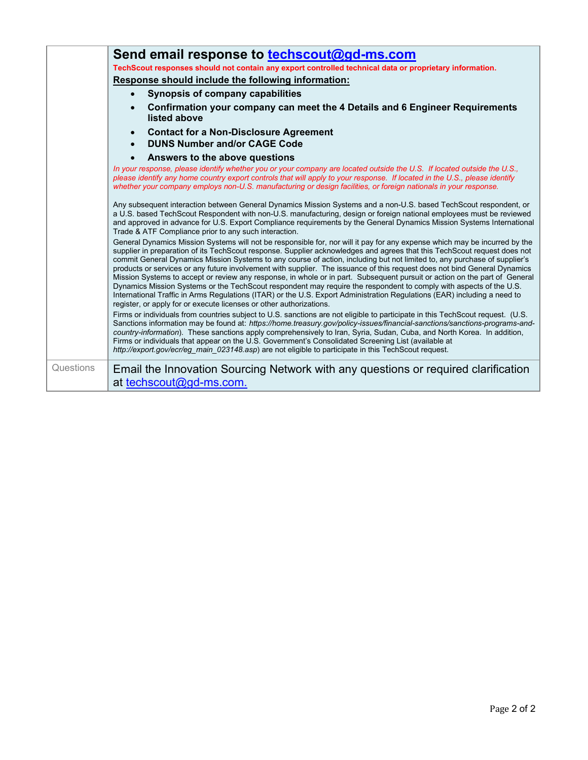| | |
|---|---|
| | **Send email response to techscout@gd-ms.com**<br>**TechScout responses should not contain any export controlled technical data or proprietary information.**<br>**Response should include the following information:**<br>• **Synopsis of company capabilities**<br>• **Confirmation your company can meet the 4 Details and 6 Engineer Requirements listed above**<br>• **Contact for a Non-Disclosure Agreement**<br>• **DUNS Number and/or CAGE Code**<br>• **Answers to the above questions**<br>*In your response, please identify whether you or your company are located outside the U.S. If located outside the U.S., please identify any home country export controls that will apply to your response. If located in the U.S., please identify whether your company employs non-U.S. manufacturing or design facilities, or foreign nationals in your response.*<br><br>Any subsequent interaction between General Dynamics Mission Systems and a non-U.S. based TechScout respondent, or a U.S. based TechScout Respondent with non-U.S. manufacturing, design or foreign national employees must be reviewed and approved in advance for U.S. Export Compliance requirements by the General Dynamics Mission Systems International Trade & ATF Compliance prior to any such interaction.<br>General Dynamics Mission Systems will not be responsible for, nor will it pay for any expense which may be incurred by the supplier in preparation of its TechScout response. Supplier acknowledges and agrees that this TechScout request does not commit General Dynamics Mission Systems to any course of action, including but not limited to, any purchase of supplier's products or services or any future involvement with supplier. The issuance of this request does not bind General Dynamics Mission Systems to accept or review any response, in whole or in part. Subsequent pursuit or action on the part of General Dynamics Mission Systems or the TechScout respondent may require the respondent to comply with aspects of the U.S. International Traffic in Arms Regulations (ITAR) or the U.S. Export Administration Regulations (EAR) including a need to register, or apply for or execute licenses or other authorizations.<br>Firms or individuals from countries subject to U.S. sanctions are not eligible to participate in this TechScout request. (U.S. Sanctions information may be found at: *https://home.treasury.gov/policy-issues/financial-sanctions/sanctions-programs-and-country-information*). These sanctions apply comprehensively to Iran, Syria, Sudan, Cuba, and North Korea. In addition, Firms or individuals that appear on the U.S. Government's Consolidated Screening List (available at *http://export.gov/ecr/eg_main_023148.asp*) are not eligible to participate in this TechScout request. |
| Questions | Email the Innovation Sourcing Network with any questions or required clarification at techscout@gd-ms.com. |